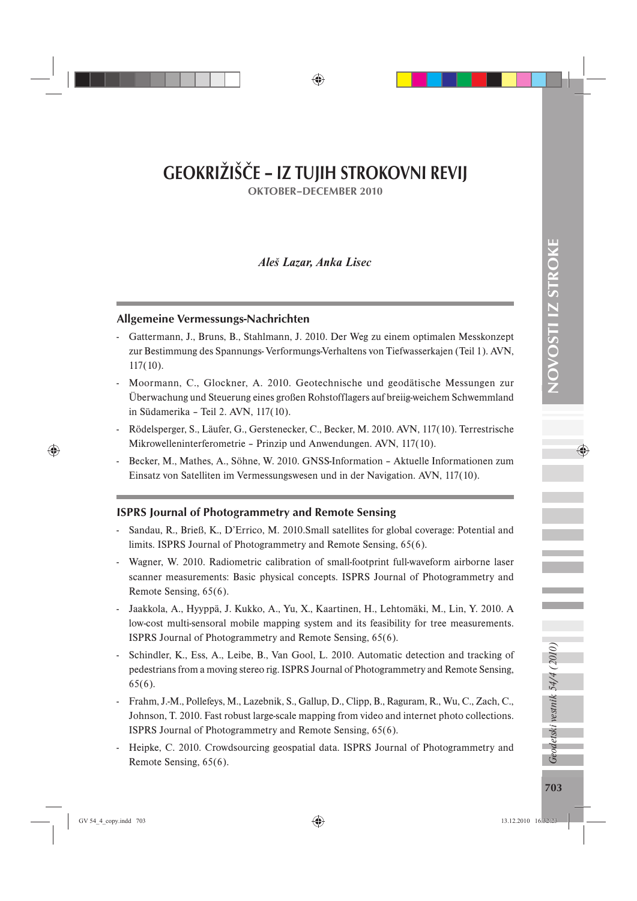# GEOKRIŽIŠČE – IZ TUJIH STROKOVNI REVIJ

**OKTOBER–DECEMBER 2010**

*Aleš Lazar, Anka Lisec*

## Allgemeine Vermessungs-Nachrichten

- Gattermann, J., Bruns, B., Stahlmann, J. 2010. Der Weg zu einem optimalen Messkonzept zur Bestimmung des Spannungs- Verformungs-Verhaltens von Tiefwasserkajen (Teil 1). AVN, 117(10).
- Moormann, C., Glockner, A. 2010. Geotechnische und geodätische Messungen zur Überwachung und Steuerung eines großen Rohstofflagers auf breiig-weichem Schwemmland in Südamerika – Teil 2. AVN, 117(10).
- Rödelsperger, S., Läufer, G., Gerstenecker, C., Becker, M. 2010. AVN, 117(10). Terrestrische Mikrowelleninterferometrie – Prinzip und Anwendungen. AVN, 117(10).
- Becker, M., Mathes, A., Söhne, W. 2010. GNSS-Information – Aktuelle Informationen zum Einsatz von Satelliten im Vermessungswesen und in der Navigation. AVN, 117(10).

## ISPRS Journal of Photogrammetry and Remote Sensing

- Sandau, R., Brieß, K., D'Errico, M. 2010.Small satellites for global coverage: Potential and limits. ISPRS Journal of Photogrammetry and Remote Sensing, 65(6).
- Wagner, W. 2010. Radiometric calibration of small-footprint full-waveform airborne laser scanner measurements: Basic physical concepts. ISPRS Journal of Photogrammetry and Remote Sensing, 65(6).
- Jaakkola, A., Hyyppä, J. Kukko, A., Yu, X., Kaartinen, H., Lehtomäki, M., Lin, Y. 2010. A low-cost multi-sensoral mobile mapping system and its feasibility for tree measurements. ISPRS Journal of Photogrammetry and Remote Sensing, 65(6).
- Schindler, K., Ess, A., Leibe, B., Van Gool, L. 2010. Automatic detection and tracking of pedestrians from a moving stereo rig. ISPRS Journal of Photogrammetry and Remote Sensing, 65(6).
- Frahm, J.-M., Pollefeys, M., Lazebnik, S., Gallup, D., Clipp, B., Raguram, R., Wu, C., Zach, C., Johnson, T. 2010. Fast robust large-scale mapping from video and internet photo collections. ISPRS Journal of Photogrammetry and Remote Sensing, 65(6).
- Heipke, C. 2010. Crowdsourcing geospatial data. ISPRS Journal of Photogrammetry and Remote Sensing, 65(6).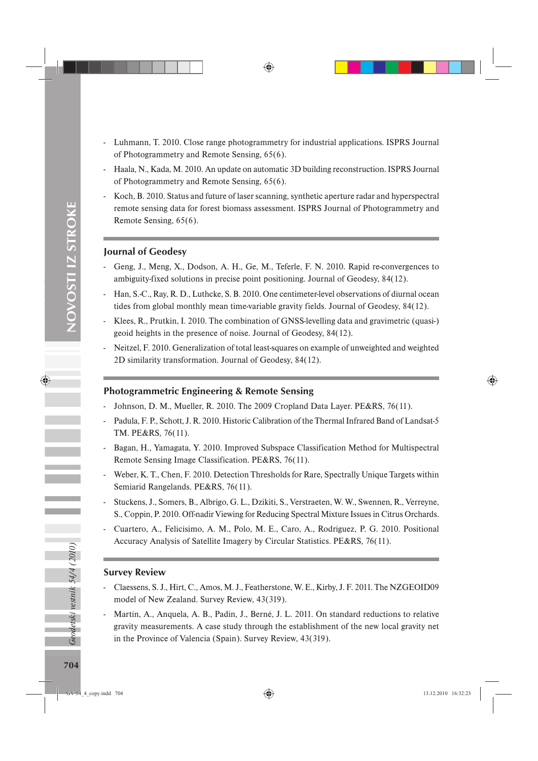- Luhmann, T. 2010. Close range photogrammetry for industrial applications. ISPRS Journal of Photogrammetry and Remote Sensing, 65(6).
- Haala, N., Kada, M. 2010. An update on automatic 3D building reconstruction. ISPRS Journal of Photogrammetry and Remote Sensing, 65(6).
- Koch, B. 2010. Status and future of laser scanning, synthetic aperture radar and hyperspectral remote sensing data for forest biomass assessment. ISPRS Journal of Photogrammetry and Remote Sensing, 65(6).

### Journal of Geodesy

- Geng, J., Meng, X., Dodson, A. H., Ge, M., Teferle, F. N. 2010. Rapid re-convergences to ambiguity-fixed solutions in precise point positioning. Journal of Geodesy, 84(12).
- Han, S.-C., Ray, R. D., Luthcke, S. B. 2010. One centimeter-level observations of diurnal ocean tides from global monthly mean time-variable gravity fields. Journal of Geodesy, 84(12).
- Klees, R., Prutkin, I. 2010. The combination of GNSS-levelling data and gravimetric (quasi-) geoid heights in the presence of noise. Journal of Geodesy, 84(12).
- Neitzel, F. 2010. Generalization of total least-squares on example of unweighted and weighted 2D similarity transformation. Journal of Geodesy, 84(12).

### Photogrammetric Engineering & Remote Sensing

- Johnson, D. M., Mueller, R. 2010. The 2009 Cropland Data Layer. PE&RS, 76(11).
- Padula, F. P., Schott, J. R. 2010. Historic Calibration of the Thermal Infrared Band of Landsat-5 TM. PE&RS, 76(11).
- Bagan, H., Yamagata, Y. 2010. Improved Subspace Classification Method for Multispectral Remote Sensing Image Classification. PE&RS, 76(11).
- Weber, K. T., Chen, F. 2010. Detection Thresholds for Rare, Spectrally Unique Targets within Semiarid Rangelands. PE&RS, 76(11).
- Stuckens, J., Somers, B., Albrigo, G. L., Dzikiti, S., Verstraeten, W. W., Swennen, R., Verreyne, S., Coppin, P. 2010. Off-nadir Viewing for Reducing Spectral Mixture Issues in Citrus Orchards.
- Cuartero, A., Felicísimo, A. M., Polo, M. E., Caro, A., Rodríguez, P. G. 2010. Positional Accuracy Analysis of Satellite Imagery by Circular Statistics. PE&RS, 76(11).

### Survey Review

- Claessens, S. J., Hirt, C., Amos, M. J., Featherstone, W. E., Kirby, J. F. 2011. The NZGEOID09 model of New Zealand. Survey Review, 43(319).
- Martín, A., Anquela, A. B., Padín, J., Berné, J. L. 2011. On standard reductions to relative gravity measurements. A case study through the establishment of the new local gravity net in the Province of Valencia (Spain). Survey Review, 43(319).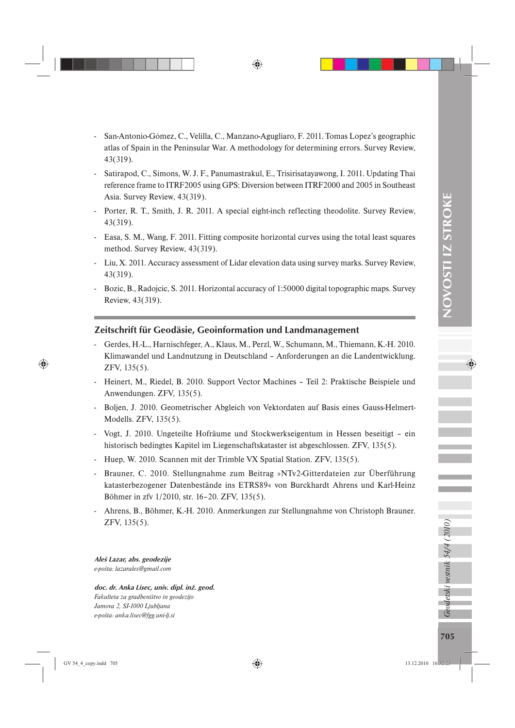- San-Antonio-Gómez, C., Velilla, C., Manzano-Agugliaro, F. 2011. Tomas Lopez's geographic atlas of Spain in the Peninsular War. A methodology for determining errors. Survey Review, 43(319).
- Satirapod, C., Simons, W. J. F., Panumastrakul, E., Trisirisatayawong, I. 2011. Updating Thai reference frame to ITRF2005 using GPS: Diversion between ITRF2000 and 2005 in Southeast Asia. Survey Review, 43(319).
- Porter, R. T., Smith, J. R. 2011. A special eight-inch reflecting theodolite. Survey Review, 43(319).
- Easa, S. M., Wang, F. 2011. Fitting composite horizontal curves using the total least squares method. Survey Review, 43(319).
- Liu, X. 2011. Accuracy assessment of Lidar elevation data using survey marks. Survey Review, 43(319).
- Bozic, B., Radojcic, S. 2011. Horizontal accuracy of 1:50000 digital topographic maps. Survey Review, 43(319).

## Zeitschrift für Geodäsie, Geoinformation und Landmanagement

- Gerdes, H.-L., Harnischfeger, A., Klaus, M., Perzl, W., Schumann, M., Thiemann, K.-H. 2010. Klimawandel und Landnutzung in Deutschland – Anforderungen an die Landentwicklung. ZFV, 135(5).
- Heinert, M., Riedel, B. 2010. Support Vector Machines – Teil 2: Praktische Beispiele und Anwendungen. ZFV, 135(5).
- Boljen, J. 2010. Geometrischer Abgleich von Vektordaten auf Basis eines Gauss-Helmert-Modells. ZFV, 135(5).
- Vogt, J. 2010. Ungeteilte Hofräume und Stockwerkseigentum in Hessen beseitigt – ein historisch bedingtes Kapitel im Liegenschaftskataster ist abgeschlossen. ZFV, 135(5).
- Huep, W. 2010. Scannen mit der Trimble VX Spatial Station. ZFV, 135(5).
- Brauner, C. 2010. Stellungnahme zum Beitrag »NTv2-Gitterdateien zur Überführung katasterbezogener Datenbestände ins ETRS89« von Burckhardt Ahrens und Karl-Heinz Böhmer in zfv 1/2010, str. 16–20. ZFV, 135(5).
- Ahrens, B., Böhmer, K.-H. 2010. Anmerkungen zur Stellungnahme von Christoph Brauner. ZFV, 135(5).

***Aleš Lazar, abs. geodezije***
*e-pošta: lazarales@gmail.com*

***doc. dr. Anka Lisec, univ. dipl. inž. geod.***
*Fakulteta za gradbeništvo in geodezijo*
*Jamova 2, SI-1000 Ljubljana*
*e-pošta: anka.lisec@fgg.uni-lj.si*